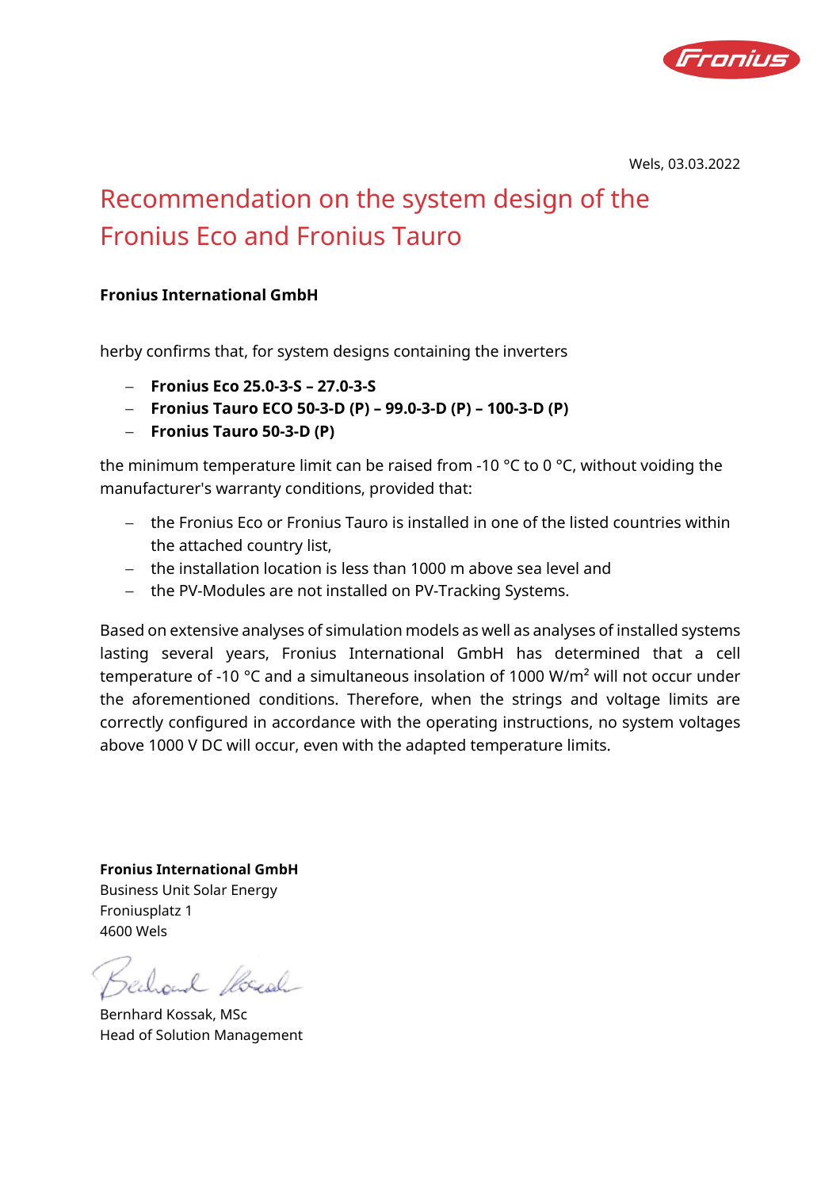Wels, 03.03.2022

# Recommendation on the system design of the Fronius Eco and Fronius Tauro

**Fronius International GmbH**

herby confirms that, for system designs containing the inverters

- **Fronius Eco 25.0-3-S – 27.0-3-S**
- **Fronius Tauro ECO 50-3-D (P) – 99.0-3-D (P) – 100-3-D (P)**
- **Fronius Tauro 50-3-D (P)**

the minimum temperature limit can be raised from -10 °C to 0 °C, without voiding the manufacturer's warranty conditions, provided that:

- the Fronius Eco or Fronius Tauro is installed in one of the listed countries within the attached country list,
- the installation location is less than 1000 m above sea level and
- the PV-Modules are not installed on PV-Tracking Systems.

Based on extensive analyses of simulation models as well as analyses of installed systems lasting several years, Fronius International GmbH has determined that a cell temperature of -10 °C and a simultaneous insolation of 1000 W/m² will not occur under the aforementioned conditions. Therefore, when the strings and voltage limits are correctly configured in accordance with the operating instructions, no system voltages above 1000 V DC will occur, even with the adapted temperature limits.

**Fronius International GmbH**
Business Unit Solar Energy
Froniusplatz 1
4600 Wels

Bernhard Kossak, MSc
Head of Solution Management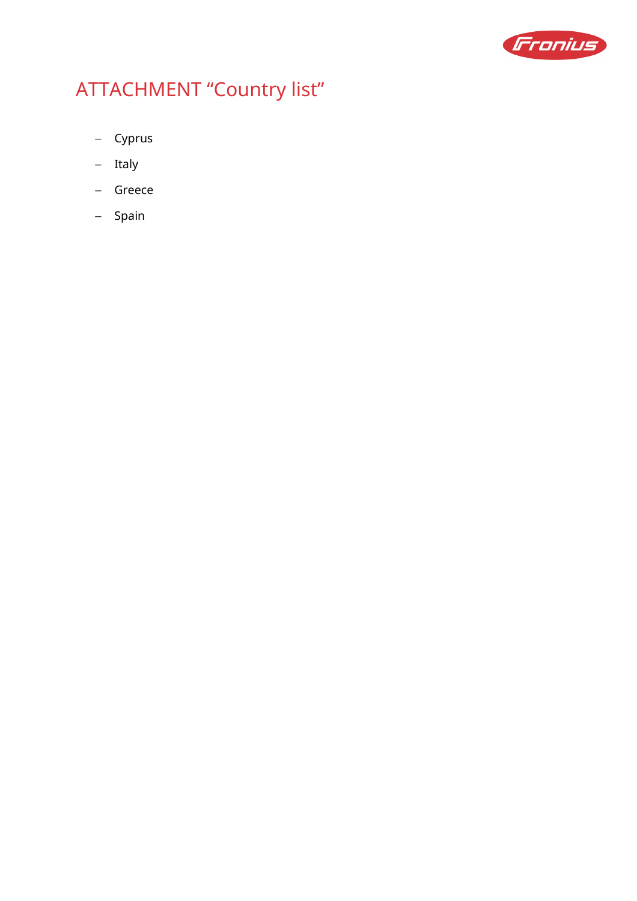# ATTACHMENT "Country list"

- Cyprus
- Italy
- Greece
- Spain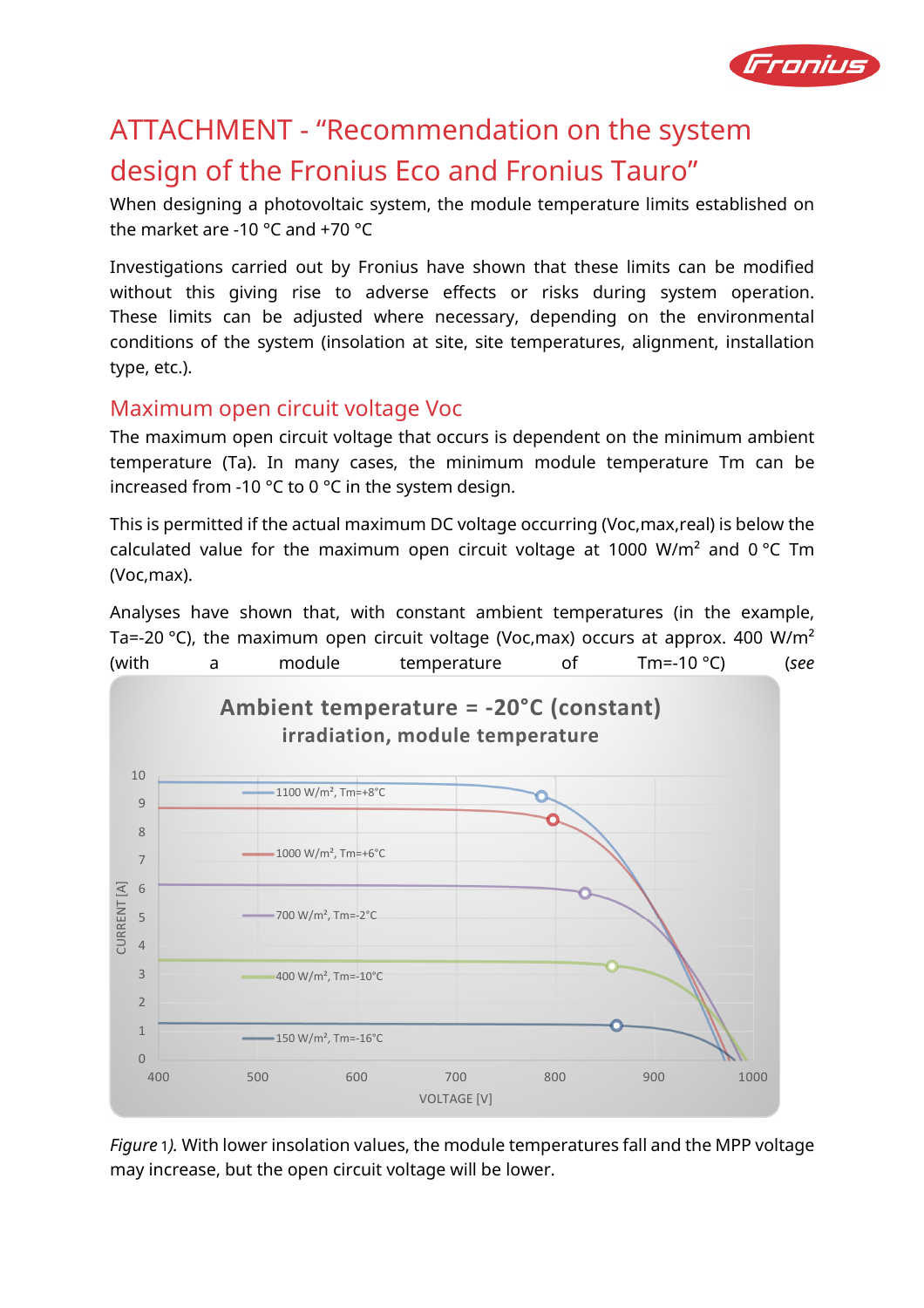# ATTACHMENT - "Recommendation on the system design of the Fronius Eco and Fronius Tauro"

When designing a photovoltaic system, the module temperature limits established on the market are -10 °C and +70 °C

Investigations carried out by Fronius have shown that these limits can be modified without this giving rise to adverse effects or risks during system operation. These limits can be adjusted where necessary, depending on the environmental conditions of the system (insolation at site, site temperatures, alignment, installation type, etc.).

## Maximum open circuit voltage Voc

The maximum open circuit voltage that occurs is dependent on the minimum ambient temperature (Ta). In many cases, the minimum module temperature Tm can be increased from -10 °C to 0 °C in the system design.

This is permitted if the actual maximum DC voltage occurring (Voc,max,real) is below the calculated value for the maximum open circuit voltage at 1000 W/m² and 0 °C Tm (Voc,max).

Analyses have shown that, with constant ambient temperatures (in the example, Ta=-20 °C), the maximum open circuit voltage (Voc,max) occurs at approx. 400 W/m² (with a module temperature of Tm=-10 °C) (*see*

**Ambient temperature = -20°C (constant)**
**irradiation, module temperature**

Legend: 1100 W/m², Tm=+8°C; 1000 W/m², Tm=+6°C; 700 W/m², Tm=-2°C; 400 W/m², Tm=-10°C; 150 W/m², Tm=-16°C

CURRENT [A] (0–10) vs. VOLTAGE [V] (400–1000)

*Figure* 1*).* With lower insolation values, the module temperatures fall and the MPP voltage may increase, but the open circuit voltage will be lower.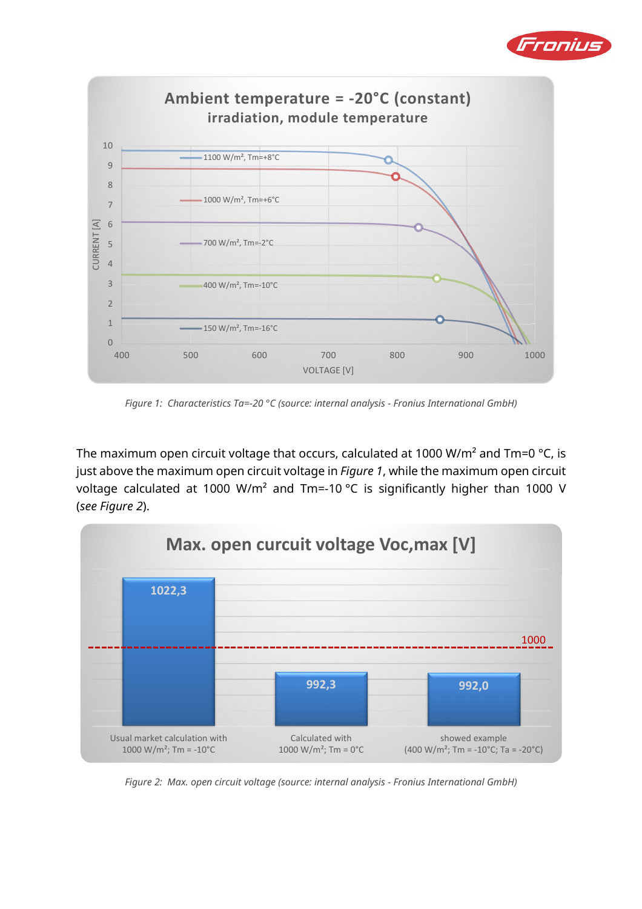Figure 1: Characteristics Ta=-20 °C (source: internal analysis - Fronius International GmbH)

The maximum open circuit voltage that occurs, calculated at 1000 W/m² and Tm=0 °C, is just above the maximum open circuit voltage in *Figure 1*, while the maximum open circuit voltage calculated at 1000 W/m² and Tm=-10 °C is significantly higher than 1000 V (*see Figure 2*).

Figure 2: Max. open circuit voltage (source: internal analysis - Fronius International GmbH)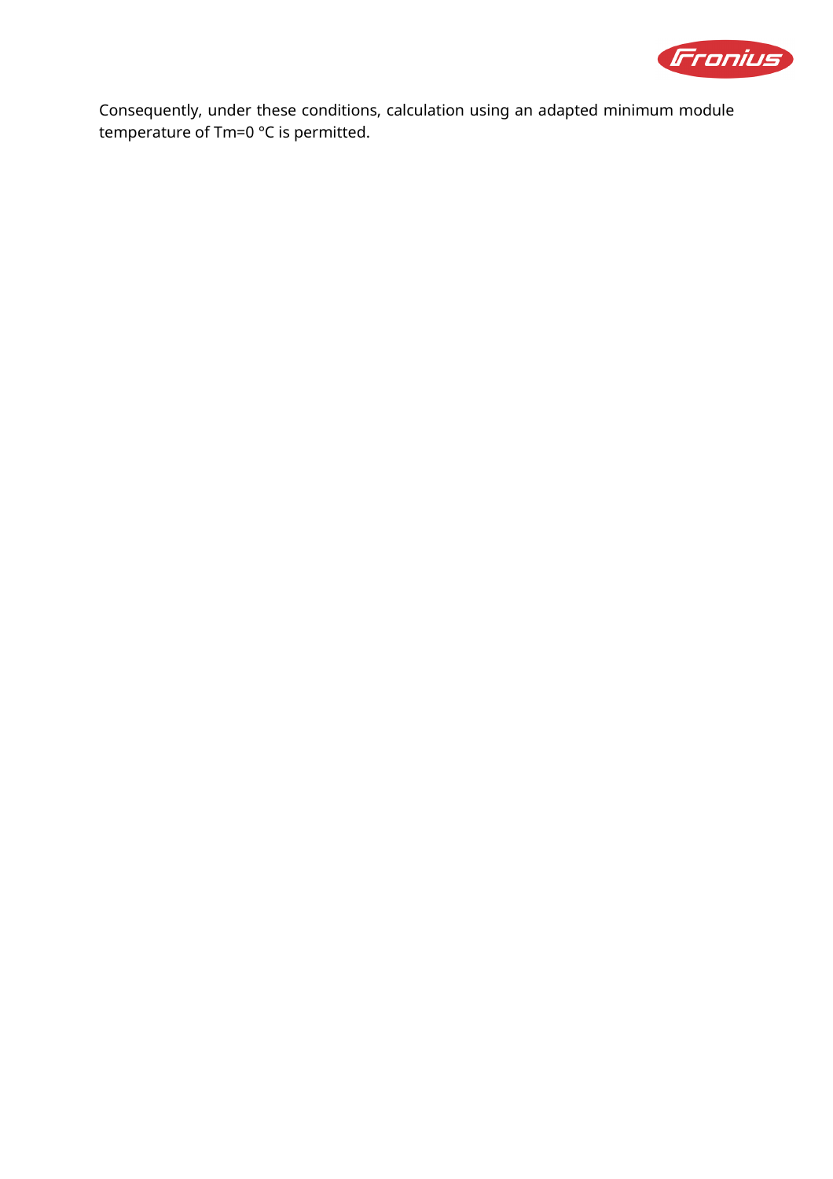Consequently, under these conditions, calculation using an adapted minimum module temperature of $T_m=0$ °C is permitted.